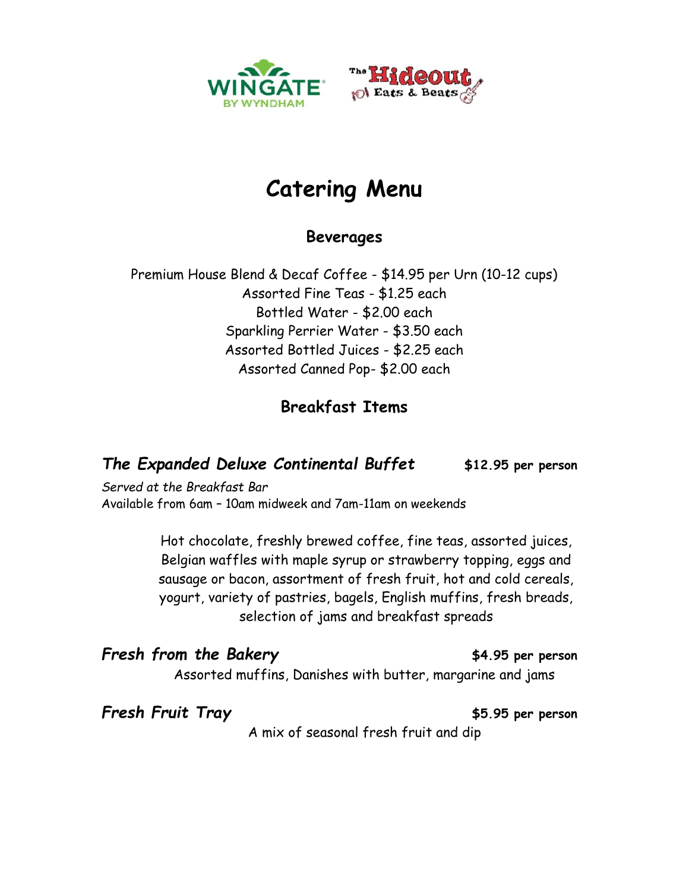# Catering Menu

## Beverages

Premium House Blend & Decaf Coffee - $14.95 per Urn (10-12 cups)
Assorted Fine Teas - $1.25 each
Bottled Water - $2.00 each
Sparkling Perrier Water - $3.50 each
Assorted Bottled Juices - $2.25 each
Assorted Canned Pop- $2.00 each

## Breakfast Items

### *The Expanded Deluxe Continental Buffet* — **$12.95 per person**

*Served at the Breakfast Bar*
Available from 6am – 10am midweek and 7am-11am on weekends

Hot chocolate, freshly brewed coffee, fine teas, assorted juices, Belgian waffles with maple syrup or strawberry topping, eggs and sausage or bacon, assortment of fresh fruit, hot and cold cereals, yogurt, variety of pastries, bagels, English muffins, fresh breads, selection of jams and breakfast spreads

### *Fresh from the Bakery* — **$4.95 per person**

Assorted muffins, Danishes with butter, margarine and jams

### *Fresh Fruit Tray* — **$5.95 per person**

A mix of seasonal fresh fruit and dip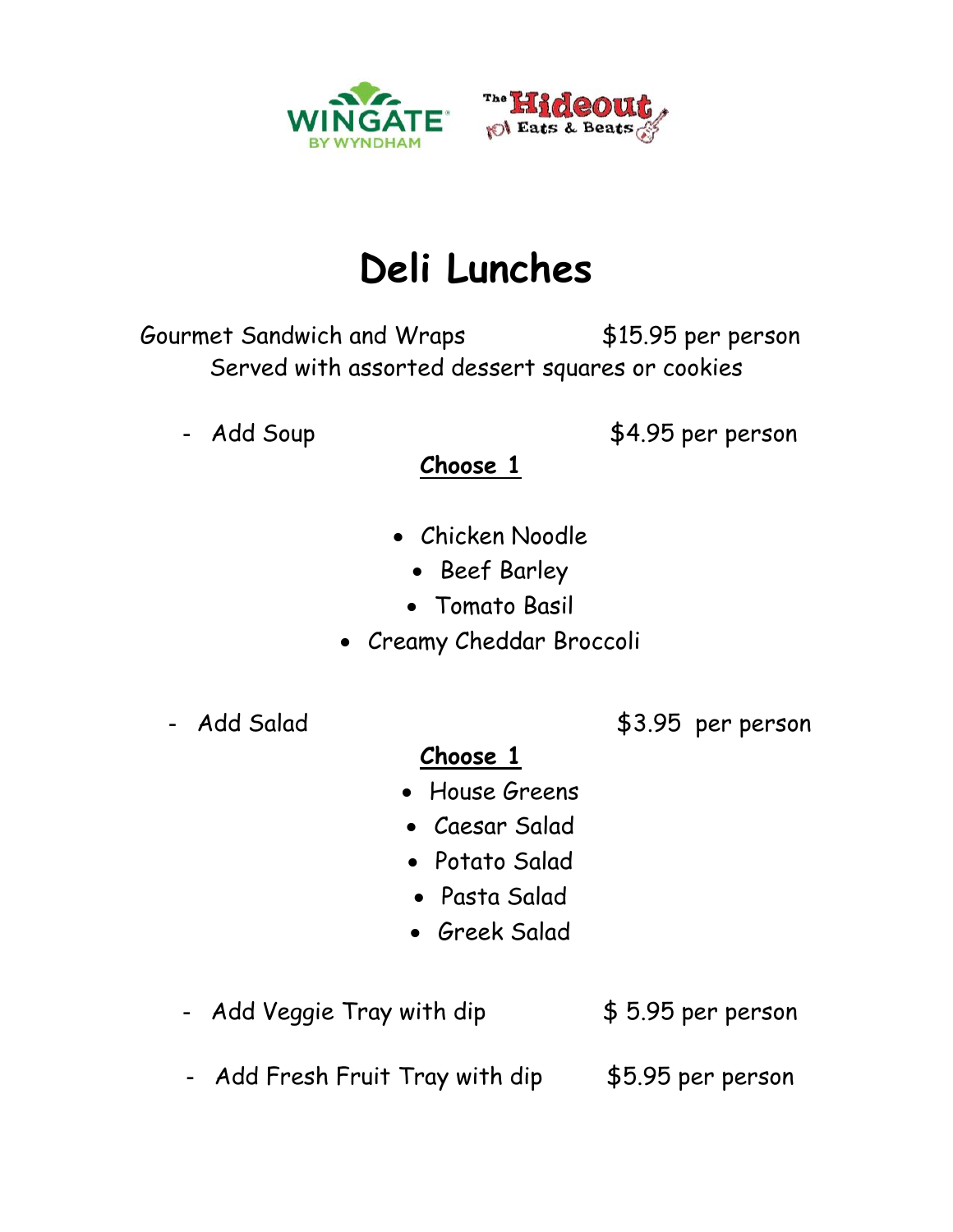# Deli Lunches

Gourmet Sandwich and Wraps $15.95 per person

Served with assorted dessert squares or cookies

- Add Soup $4.95 per person

**Choose 1**

- Chicken Noodle
- Beef Barley
- Tomato Basil
- Creamy Cheddar Broccoli

- Add Salad $3.95 per person

**Choose 1**

- House Greens
- Caesar Salad
- Potato Salad
- Pasta Salad
- Greek Salad

- Add Veggie Tray with dip $ 5.95 per person
- Add Fresh Fruit Tray with dip $5.95 per person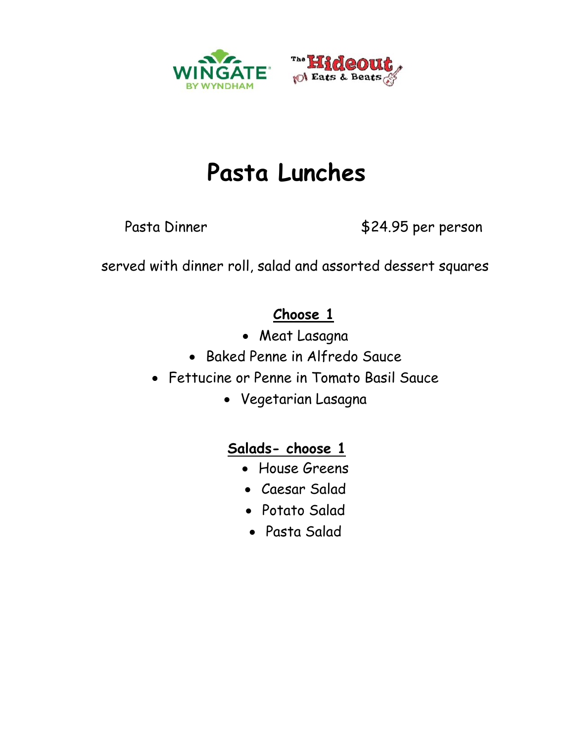WINGATE BY WYNDHAM

The Hideout Eats & Beats

# Pasta Lunches

Pasta Dinner $24.95 per person

served with dinner roll, salad and assorted dessert squares

**<u>Choose 1</u>**

- Meat Lasagna
- Baked Penne in Alfredo Sauce
- Fettucine or Penne in Tomato Basil Sauce
- Vegetarian Lasagna

**<u>Salads- choose 1</u>**

- House Greens
- Caesar Salad
- Potato Salad
- Pasta Salad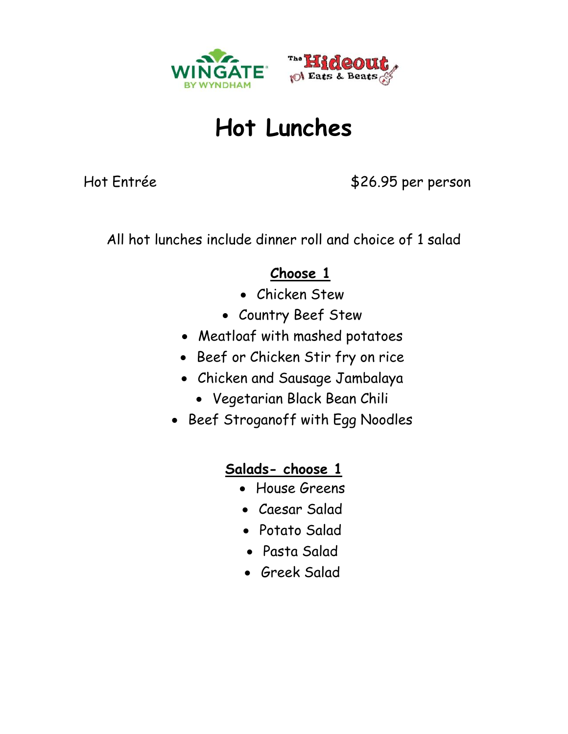# Hot Lunches

Hot Entrée $26.95 per person

All hot lunches include dinner roll and choice of 1 salad

**Choose 1**

- Chicken Stew
- Country Beef Stew
- Meatloaf with mashed potatoes
- Beef or Chicken Stir fry on rice
- Chicken and Sausage Jambalaya
- Vegetarian Black Bean Chili
- Beef Stroganoff with Egg Noodles

**Salads- choose 1**

- House Greens
- Caesar Salad
- Potato Salad
- Pasta Salad
- Greek Salad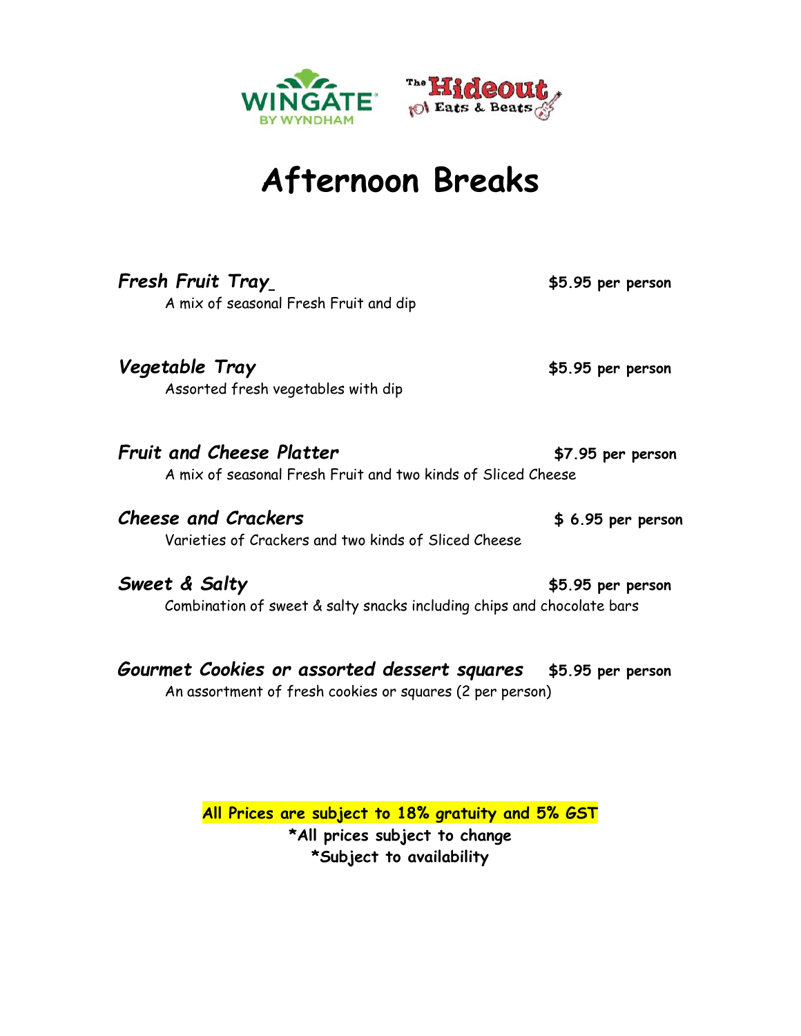# Afternoon Breaks

***Fresh Fruit Tray*** **$5.95 per person**
A mix of seasonal Fresh Fruit and dip

***Vegetable Tray*** **$5.95 per person**
Assorted fresh vegetables with dip

***Fruit and Cheese Platter*** **$7.95 per person**
A mix of seasonal Fresh Fruit and two kinds of Sliced Cheese

***Cheese and Crackers*** **$ 6.95 per person**
Varieties of Crackers and two kinds of Sliced Cheese

***Sweet & Salty*** **$5.95 per person**
Combination of sweet & salty snacks including chips and chocolate bars

***Gourmet Cookies or assorted dessert squares*** **$5.95 per person**
An assortment of fresh cookies or squares (2 per person)

**All Prices are subject to 18% gratuity and 5% GST**
**\*All prices subject to change**
**\*Subject to availability**